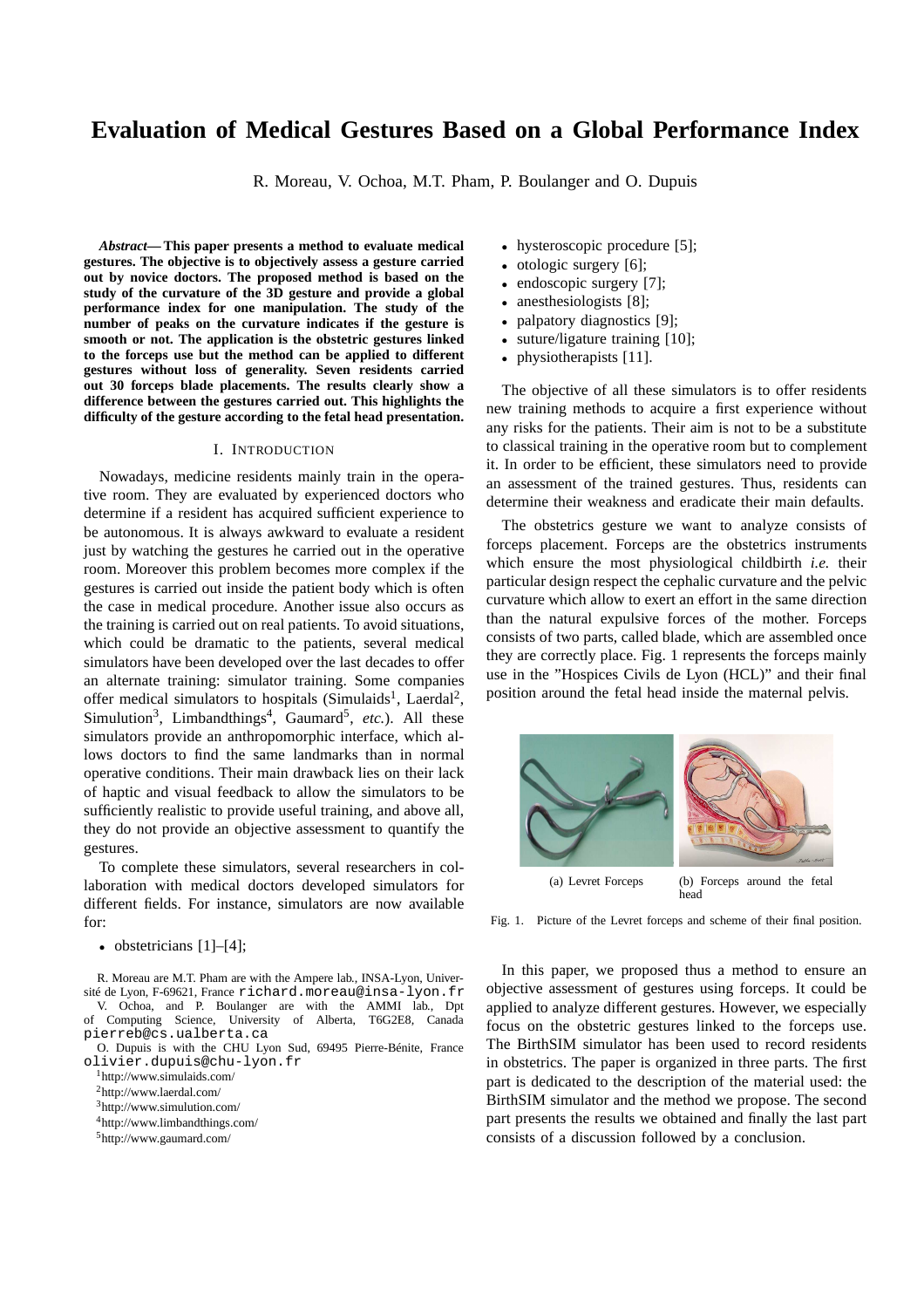# Evaluation of Medical Gestures Based on a Global Performance Index

R. Moreau, V. Ochoa, M.T. Pham, P. Boulanger and O. Dupuis

***Abstract*— This paper presents a method to evaluate medical gestures. The objective is to objectively assess a gesture carried out by novice doctors. The proposed method is based on the study of the curvature of the 3D gesture and provide a global performance index for one manipulation. The study of the number of peaks on the curvature indicates if the gesture is smooth or not. The application is the obstetric gestures linked to the forceps use but the method can be applied to different gestures without loss of generality. Seven residents carried out 30 forceps blade placements. The results clearly show a difference between the gestures carried out. This highlights the difficulty of the gesture according to the fetal head presentation.**

## I. Introduction

Nowadays, medicine residents mainly train in the operative room. They are evaluated by experienced doctors who determine if a resident has acquired sufficient experience to be autonomous. It is always awkward to evaluate a resident just by watching the gestures he carried out in the operative room. Moreover this problem becomes more complex if the gestures is carried out inside the patient body which is often the case in medical procedure. Another issue also occurs as the training is carried out on real patients. To avoid situations, which could be dramatic to the patients, several medical simulators have been developed over the last decades to offer an alternate training: simulator training. Some companies offer medical simulators to hospitals (Simulaids[1], Laerdal[2], Simulution[3], Limbandthings[4], Gaumard[5], *etc.*). All these simulators provide an anthropomorphic interface, which allows doctors to find the same landmarks than in normal operative conditions. Their main drawback lies on their lack of haptic and visual feedback to allow the simulators to be sufficiently realistic to provide useful training, and above all, they do not provide an objective assessment to quantify the gestures.

To complete these simulators, several researchers in collaboration with medical doctors developed simulators for different fields. For instance, simulators are now available for:

- obstetricians [1]–[4];
- hysteroscopic procedure [5];
- otologic surgery [6];
- endoscopic surgery [7];
- anesthesiologists [8];
- palpatory diagnostics [9];
- suture/ligature training [10];
- physiotherapists [11].

The objective of all these simulators is to offer residents new training methods to acquire a first experience without any risks for the patients. Their aim is not to be a substitute to classical training in the operative room but to complement it. In order to be efficient, these simulators need to provide an assessment of the trained gestures. Thus, residents can determine their weakness and eradicate their main defaults.

The obstetrics gesture we want to analyze consists of forceps placement. Forceps are the obstetrics instruments which ensure the most physiological childbirth *i.e.* their particular design respect the cephalic curvature and the pelvic curvature which allow to exert an effort in the same direction than the natural expulsive forces of the mother. Forceps consists of two parts, called blade, which are assembled once they are correctly place. Fig. 1 represents the forceps mainly use in the "Hospices Civils de Lyon (HCL)" and their final position around the fetal head inside the maternal pelvis.

(a) Levret Forceps

(b) Forceps around the fetal head

Fig. 1. Picture of the Levret forceps and scheme of their final position.

In this paper, we proposed thus a method to ensure an objective assessment of gestures using forceps. It could be applied to analyze different gestures. However, we especially focus on the obstetric gestures linked to the forceps use. The BirthSIM simulator has been used to record residents in obstetrics. The paper is organized in three parts. The first part is dedicated to the description of the material used: the BirthSIM simulator and the method we propose. The second part presents the results we obtained and finally the last part consists of a discussion followed by a conclusion.

R. Moreau are M.T. Pham are with the Ampere lab., INSA-Lyon, Université de Lyon, F-69621, France richard.moreau@insa-lyon.fr

V. Ochoa, and P. Boulanger are with the AMMI lab., Dpt of Computing Science, University of Alberta, T6G2E8, Canada pierreb@cs.ualberta.ca

O. Dupuis is with the CHU Lyon Sud, 69495 Pierre-Bénite, France olivier.dupuis@chu-lyon.fr

[1] http://www.simulaids.com/

[2] http://www.laerdal.com/

[3] http://www.simulution.com/

[4] http://www.limbandthings.com/

[5] http://www.gaumard.com/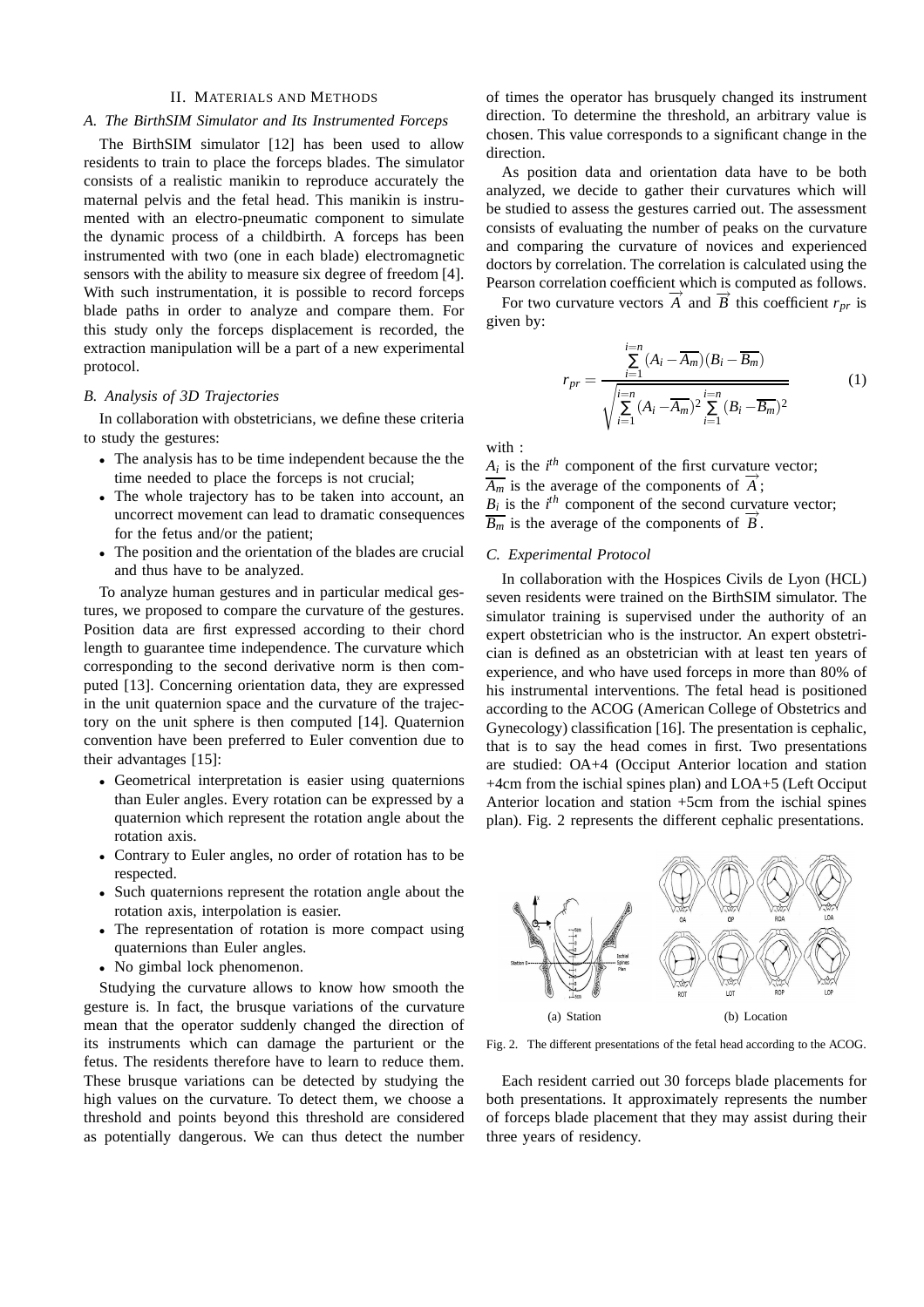## II. Materials and Methods

### A. The BirthSIM Simulator and Its Instrumented Forceps

The BirthSIM simulator [12] has been used to allow residents to train to place the forceps blades. The simulator consists of a realistic manikin to reproduce accurately the maternal pelvis and the fetal head. This manikin is instrumented with an electro-pneumatic component to simulate the dynamic process of a childbirth. A forceps has been instrumented with two (one in each blade) electromagnetic sensors with the ability to measure six degree of freedom [4]. With such instrumentation, it is possible to record forceps blade paths in order to analyze and compare them. For this study only the forceps displacement is recorded, the extraction manipulation will be a part of a new experimental protocol.

### B. Analysis of 3D Trajectories

In collaboration with obstetricians, we define these criteria to study the gestures:

- The analysis has to be time independent because the the time needed to place the forceps is not crucial;
- The whole trajectory has to be taken into account, an uncorrect movement can lead to dramatic consequences for the fetus and/or the patient;
- The position and the orientation of the blades are crucial and thus have to be analyzed.

To analyze human gestures and in particular medical gestures, we proposed to compare the curvature of the gestures. Position data are first expressed according to their chord length to guarantee time independence. The curvature which corresponding to the second derivative norm is then computed [13]. Concerning orientation data, they are expressed in the unit quaternion space and the curvature of the trajectory on the unit sphere is then computed [14]. Quaternion convention have been preferred to Euler convention due to their advantages [15]:

- Geometrical interpretation is easier using quaternions than Euler angles. Every rotation can be expressed by a quaternion which represent the rotation angle about the rotation axis.
- Contrary to Euler angles, no order of rotation has to be respected.
- Such quaternions represent the rotation angle about the rotation axis, interpolation is easier.
- The representation of rotation is more compact using quaternions than Euler angles.
- No gimbal lock phenomenon.

Studying the curvature allows to know how smooth the gesture is. In fact, the brusque variations of the curvature mean that the operator suddenly changed the direction of its instruments which can damage the parturient or the fetus. The residents therefore have to learn to reduce them. These brusque variations can be detected by studying the high values on the curvature. To detect them, we choose a threshold and points beyond this threshold are considered as potentially dangerous. We can thus detect the number of times the operator has brusquely changed its instrument direction. To determine the threshold, an arbitrary value is chosen. This value corresponds to a significant change in the direction.

As position data and orientation data have to be both analyzed, we decide to gather their curvatures which will be studied to assess the gestures carried out. The assessment consists of evaluating the number of peaks on the curvature and comparing the curvature of novices and experienced doctors by correlation. The correlation is calculated using the Pearson correlation coefficient which is computed as follows.

For two curvature vectors $\overrightarrow{A}$ and $\overrightarrow{B}$ this coefficient $r_{pr}$ is given by:

$$r_{pr} = \frac{\sum_{i=1}^{i=n}(A_i - \overline{A_m})(B_i - \overline{B_m})}{\sqrt{\sum_{i=1}^{i=n}(A_i - \overline{A_m})^2 \sum_{i=1}^{i=n}(B_i - \overline{B_m})^2}} \quad (1)$$

with :
$A_i$ is the $i^{th}$ component of the first curvature vector;
$\overline{A_m}$ is the average of the components of $\overrightarrow{A}$;
$B_i$ is the $i^{th}$ component of the second curvature vector;
$\overline{B_m}$ is the average of the components of $\overrightarrow{B}$.

### C. Experimental Protocol

In collaboration with the Hospices Civils de Lyon (HCL) seven residents were trained on the BirthSIM simulator. The simulator training is supervised under the authority of an expert obstetrician who is the instructor. An expert obstetrician is defined as an obstetrician with at least ten years of experience, and who have used forceps in more than 80% of his instrumental interventions. The fetal head is positioned according to the ACOG (American College of Obstetrics and Gynecology) classification [16]. The presentation is cephalic, that is to say the head comes in first. Two presentations are studied: OA+4 (Occiput Anterior location and station +4cm from the ischial spines plan) and LOA+5 (Left Occiput Anterior location and station +5cm from the ischial spines plan). Fig. 2 represents the different cephalic presentations.

Station 0
Ischial Spines Plan
OA OP ROA LOA
ROT LOT ROP LOP

(a) Station (b) Location

Fig. 2. The different presentations of the fetal head according to the ACOG.

Each resident carried out 30 forceps blade placements for both presentations. It approximately represents the number of forceps blade placement that they may assist during their three years of residency.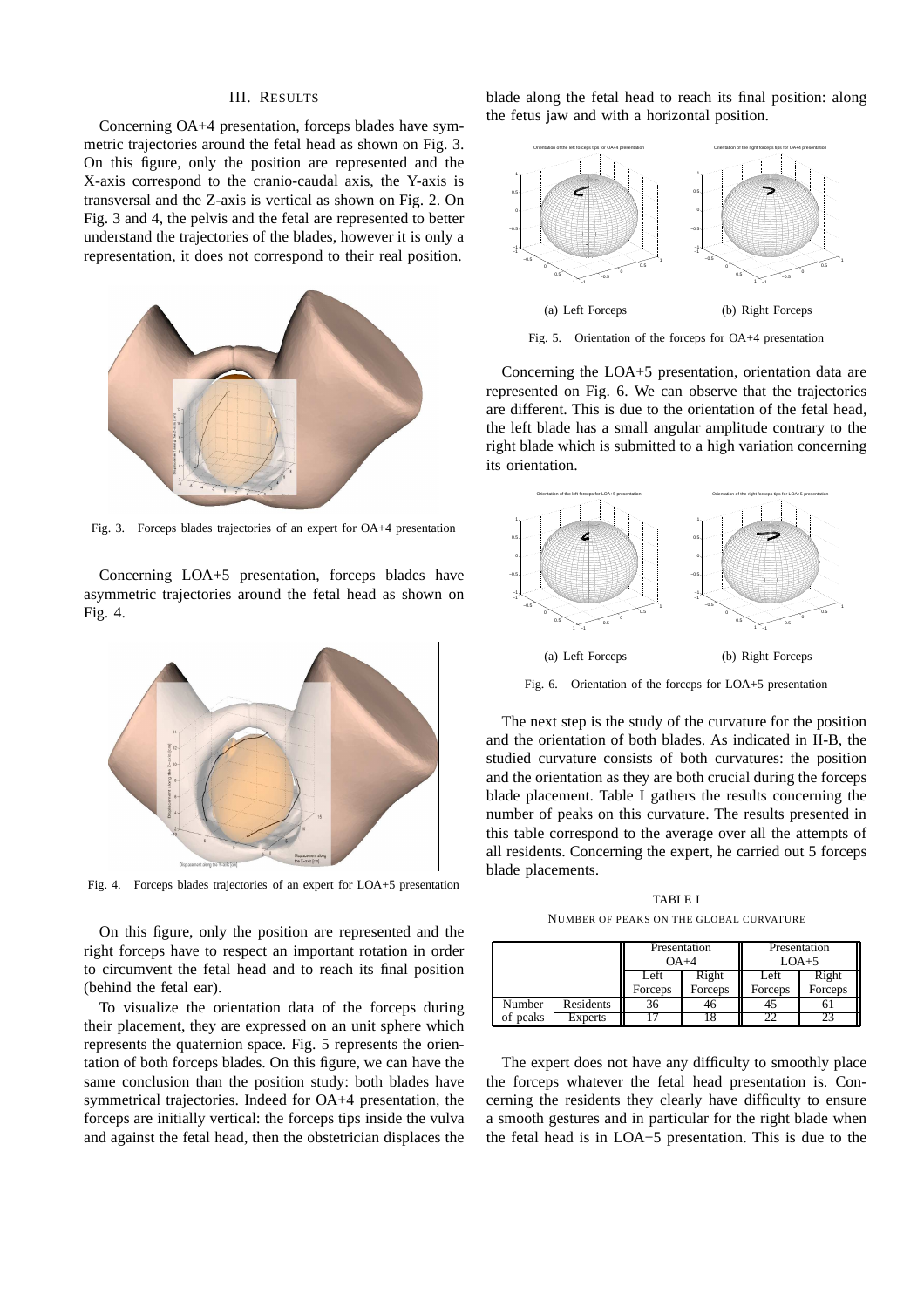## III. RESULTS

Concerning OA+4 presentation, forceps blades have symmetric trajectories around the fetal head as shown on Fig. 3. On this figure, only the position are represented and the X-axis correspond to the cranio-caudal axis, the Y-axis is transversal and the Z-axis is vertical as shown on Fig. 2. On Fig. 3 and 4, the pelvis and the fetal are represented to better understand the trajectories of the blades, however it is only a representation, it does not correspond to their real position.

Fig. 3. Forceps blades trajectories of an expert for OA+4 presentation

Concerning LOA+5 presentation, forceps blades have asymmetric trajectories around the fetal head as shown on Fig. 4.

Fig. 4. Forceps blades trajectories of an expert for LOA+5 presentation

On this figure, only the position are represented and the right forceps have to respect an important rotation in order to circumvent the fetal head and to reach its final position (behind the fetal ear).

To visualize the orientation data of the forceps during their placement, they are expressed on an unit sphere which represents the quaternion space. Fig. 5 represents the orientation of both forceps blades. On this figure, we can have the same conclusion than the position study: both blades have symmetrical trajectories. Indeed for OA+4 presentation, the forceps are initially vertical: the forceps tips inside the vulva and against the fetal head, then the obstetrician displaces the blade along the fetal head to reach its final position: along the fetus jaw and with a horizontal position.

(a) Left Forceps (b) Right Forceps

Fig. 5. Orientation of the forceps for OA+4 presentation

Concerning the LOA+5 presentation, orientation data are represented on Fig. 6. We can observe that the trajectories are different. This is due to the orientation of the fetal head, the left blade has a small angular amplitude contrary to the right blade which is submitted to a high variation concerning its orientation.

(a) Left Forceps (b) Right Forceps

Fig. 6. Orientation of the forceps for LOA+5 presentation

The next step is the study of the curvature for the position and the orientation of both blades. As indicated in II-B, the studied curvature consists of both curvatures: the position and the orientation as they are both crucial during the forceps blade placement. Table I gathers the results concerning the number of peaks on this curvature. The results presented in this table correspond to the average over all the attempts of all residents. Concerning the expert, he carried out 5 forceps blade placements.

TABLE I

NUMBER OF PEAKS ON THE GLOBAL CURVATURE

| | | Presentation OA+4 | | Presentation LOA+5 | |
|---|---|---|---|---|---|
| | | Left Forceps | Right Forceps | Left Forceps | Right Forceps |
| Number of peaks | Residents | 36 | 46 | 45 | 61 |
| | Experts | 17 | 18 | 22 | 23 |

The expert does not have any difficulty to smoothly place the forceps whatever the fetal head presentation is. Concerning the residents they clearly have difficulty to ensure a smooth gestures and in particular for the right blade when the fetal head is in LOA+5 presentation. This is due to the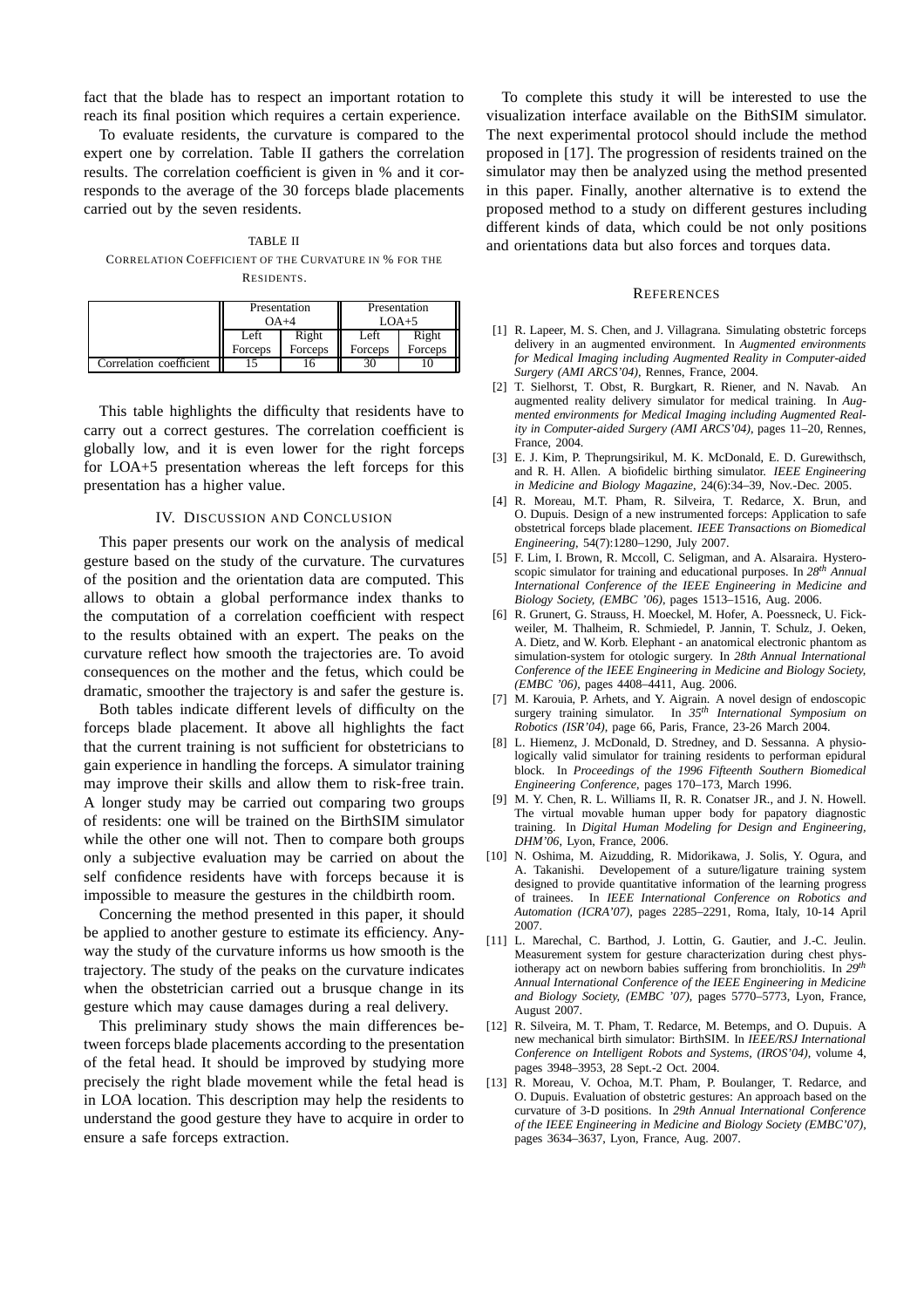fact that the blade has to respect an important rotation to reach its final position which requires a certain experience.

To evaluate residents, the curvature is compared to the expert one by correlation. Table II gathers the correlation results. The correlation coefficient is given in % and it corresponds to the average of the 30 forceps blade placements carried out by the seven residents.

TABLE II
CORRELATION COEFFICIENT OF THE CURVATURE IN % FOR THE RESIDENTS.

| | Presentation OA+4 | | Presentation LOA+5 | |
|---|---|---|---|---|
| | Left Forceps | Right Forceps | Left Forceps | Right Forceps |
| Correlation coefficient | 15 | 16 | 30 | 10 |

This table highlights the difficulty that residents have to carry out a correct gestures. The correlation coefficient is globally low, and it is even lower for the right forceps for LOA+5 presentation whereas the left forceps for this presentation has a higher value.

## IV. DISCUSSION AND CONCLUSION

This paper presents our work on the analysis of medical gesture based on the study of the curvature. The curvatures of the position and the orientation data are computed. This allows to obtain a global performance index thanks to the computation of a correlation coefficient with respect to the results obtained with an expert. The peaks on the curvature reflect how smooth the trajectories are. To avoid consequences on the mother and the fetus, which could be dramatic, smoother the trajectory is and safer the gesture is.

Both tables indicate different levels of difficulty on the forceps blade placement. It above all highlights the fact that the current training is not sufficient for obstetricians to gain experience in handling the forceps. A simulator training may improve their skills and allow them to risk-free train. A longer study may be carried out comparing two groups of residents: one will be trained on the BirthSIM simulator while the other one will not. Then to compare both groups only a subjective evaluation may be carried on about the self confidence residents have with forceps because it is impossible to measure the gestures in the childbirth room.

Concerning the method presented in this paper, it should be applied to another gesture to estimate its efficiency. Anyway the study of the curvature informs us how smooth is the trajectory. The study of the peaks on the curvature indicates when the obstetrician carried out a brusque change in its gesture which may cause damages during a real delivery.

This preliminary study shows the main differences between forceps blade placements according to the presentation of the fetal head. It should be improved by studying more precisely the right blade movement while the fetal head is in LOA location. This description may help the residents to understand the good gesture they have to acquire in order to ensure a safe forceps extraction.

To complete this study it will be interested to use the visualization interface available on the BithSIM simulator. The next experimental protocol should include the method proposed in [17]. The progression of residents trained on the simulator may then be analyzed using the method presented in this paper. Finally, another alternative is to extend the proposed method to a study on different gestures including different kinds of data, which could be not only positions and orientations data but also forces and torques data.

## REFERENCES

[1] R. Lapeer, M. S. Chen, and J. Villagrana. Simulating obstetric forceps delivery in an augmented environment. In *Augmented environments for Medical Imaging including Augmented Reality in Computer-aided Surgery (AMI ARCS'04)*, Rennes, France, 2004.

[2] T. Sielhorst, T. Obst, R. Burgkart, R. Riener, and N. Navab. An augmented reality delivery simulator for medical training. In *Augmented environments for Medical Imaging including Augmented Reality in Computer-aided Surgery (AMI ARCS'04)*, pages 11–20, Rennes, France, 2004.

[3] E. J. Kim, P. Theprungsirikul, M. K. McDonald, E. D. Gurewithsch, and R. H. Allen. A biofidelic birthing simulator. *IEEE Engineering in Medicine and Biology Magazine*, 24(6):34–39, Nov.-Dec. 2005.

[4] R. Moreau, M.T. Pham, R. Silveira, T. Redarce, X. Brun, and O. Dupuis. Design of a new instrumented forceps: Application to safe obstetrical forceps blade placement. *IEEE Transactions on Biomedical Engineering*, 54(7):1280–1290, July 2007.

[5] F. Lim, I. Brown, R. Mccoll, C. Seligman, and A. Alsaraira. Hysteroscopic simulator for training and educational purposes. In *28th Annual International Conference of the IEEE Engineering in Medicine and Biology Society, (EMBC '06)*, pages 1513–1516, Aug. 2006.

[6] R. Grunert, G. Strauss, H. Moeckel, M. Hofer, A. Poessneck, U. Fickweiler, M. Thalheim, R. Schmiedel, P. Jannin, T. Schulz, J. Oeken, A. Dietz, and W. Korb. Elephant - an anatomical electronic phantom as simulation-system for otologic surgery. In *28th Annual International Conference of the IEEE Engineering in Medicine and Biology Society, (EMBC '06)*, pages 4408–4411, Aug. 2006.

[7] M. Karouia, P. Arhets, and Y. Aigrain. A novel design of endoscopic surgery training simulator. In *35th International Symposium on Robotics (ISR'04)*, page 66, Paris, France, 23-26 March 2004.

[8] L. Hiemenz, J. McDonald, D. Stredney, and D. Sessanna. A physiologically valid simulator for training residents to performan epidural block. In *Proceedings of the 1996 Fifteenth Southern Biomedical Engineering Conference*, pages 170–173, March 1996.

[9] M. Y. Chen, R. L. Williams II, R. R. Conatser JR., and J. N. Howell. The virtual movable human upper body for papatory diagnostic training. In *Digital Human Modeling for Design and Engineering, DHM'06*, Lyon, France, 2006.

[10] N. Oshima, M. Aizudding, R. Midorikawa, J. Solis, Y. Ogura, and A. Takanishi. Developement of a suture/ligature training system designed to provide quantitative information of the learning progress of trainees. In *IEEE International Conference on Robotics and Automation (ICRA'07)*, pages 2285–2291, Roma, Italy, 10-14 April 2007.

[11] L. Marechal, C. Barthod, J. Lottin, G. Gautier, and J.-C. Jeulin. Measurement system for gesture characterization during chest physiotherapy act on newborn babies suffering from bronchiolitis. In *29th Annual International Conference of the IEEE Engineering in Medicine and Biology Society, (EMBC '07)*, pages 5770–5773, Lyon, France, August 2007.

[12] R. Silveira, M. T. Pham, T. Redarce, M. Betemps, and O. Dupuis. A new mechanical birth simulator: BirthSIM. In *IEEE/RSJ International Conference on Intelligent Robots and Systems, (IROS'04)*, volume 4, pages 3948–3953, 28 Sept.-2 Oct. 2004.

[13] R. Moreau, V. Ochoa, M.T. Pham, P. Boulanger, T. Redarce, and O. Dupuis. Evaluation of obstetric gestures: An approach based on the curvature of 3-D positions. In *29th Annual International Conference of the IEEE Engineering in Medicine and Biology Society (EMBC'07)*, pages 3634–3637, Lyon, France, Aug. 2007.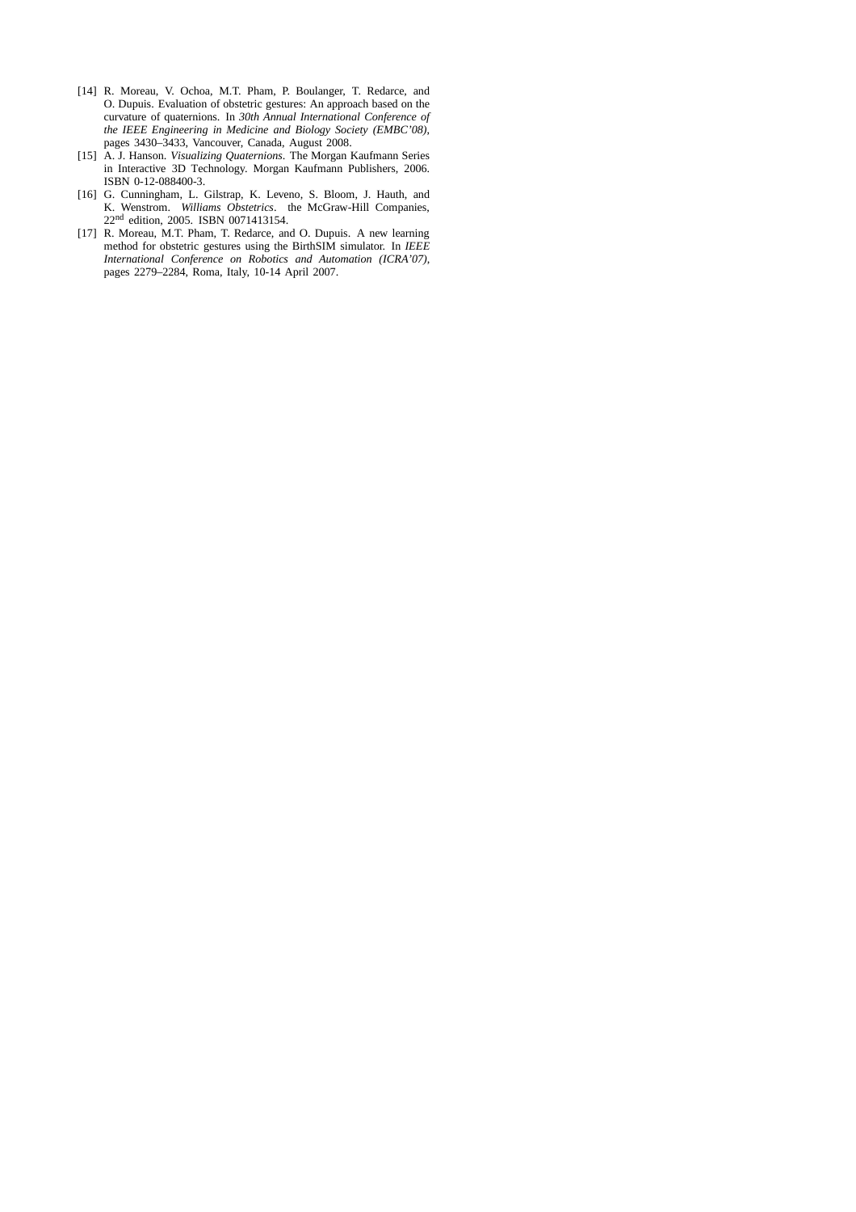[14] R. Moreau, V. Ochoa, M.T. Pham, P. Boulanger, T. Redarce, and O. Dupuis. Evaluation of obstetric gestures: An approach based on the curvature of quaternions. In *30th Annual International Conference of the IEEE Engineering in Medicine and Biology Society (EMBC'08)*, pages 3430–3433, Vancouver, Canada, August 2008.

[15] A. J. Hanson. *Visualizing Quaternions*. The Morgan Kaufmann Series in Interactive 3D Technology. Morgan Kaufmann Publishers, 2006. ISBN 0-12-088400-3.

[16] G. Cunningham, L. Gilstrap, K. Leveno, S. Bloom, J. Hauth, and K. Wenstrom. *Williams Obstetrics*. the McGraw-Hill Companies, $22^{nd}$ edition, 2005. ISBN 0071413154.

[17] R. Moreau, M.T. Pham, T. Redarce, and O. Dupuis. A new learning method for obstetric gestures using the BirthSIM simulator. In *IEEE International Conference on Robotics and Automation (ICRA'07)*, pages 2279–2284, Roma, Italy, 10-14 April 2007.